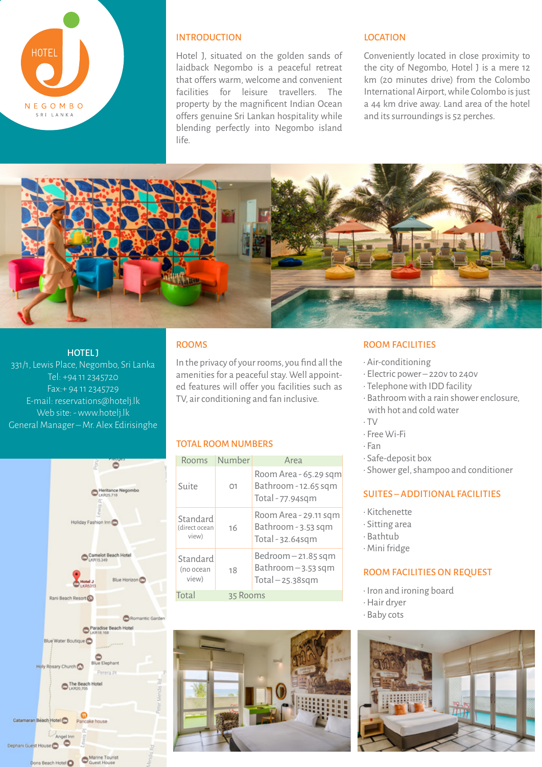HOTEL J
NEGOMBO
SRI LANKA

## INTRODUCTION

Hotel J, situated on the golden sands of laidback Negombo is a peaceful retreat that offers warm, welcome and convenient facilities for leisure travellers. The property by the magnificent Indian Ocean offers genuine Sri Lankan hospitality while blending perfectly into Negombo island life.

## LOCATION

Conveniently located in close proximity to the city of Negombo, Hotel J is a mere 12 km (20 minutes drive) from the Colombo International Airport, while Colombo is just a 44 km drive away. Land area of the hotel and its surroundings is 52 perches.

**HOTEL J**
331/1, Lewis Place, Negombo, Sri Lanka
Tel: +94 11 2345720
Fax:+ 94 11 2345729
E-mail: reservations@hotelj.lk
Web site: - www.hotelj.lk
General Manager – Mr. Alex Edirisinghe

## ROOMS

In the privacy of your rooms, you find all the amenities for a peaceful stay. Well appointed features will offer you facilities such as TV, air conditioning and fan inclusive.

## TOTAL ROOM NUMBERS

| Rooms | Number | Area |
|---|---|---|
| Suite | 01 | Room Area - 65.29 sqm<br>Bathroom - 12.65 sqm<br>Total - 77.94sqm |
| Standard (direct ocean view) | 16 | Room Area - 29.11 sqm<br>Bathroom - 3.53 sqm<br>Total - 32.64sqm |
| Standard (no ocean view) | 18 | Bedroom – 21.85 sqm<br>Bathroom – 3.53 sqm<br>Total – 25.38sqm |
| Total | 35 Rooms | |

## ROOM FACILITIES

- Air-conditioning
- Electric power – 220v to 240v
- Telephone with IDD facility
- Bathroom with a rain shower enclosure, with hot and cold water
- TV
- Free Wi-Fi
- Fan
- Safe-deposit box
- Shower gel, shampoo and conditioner

## SUITES – ADDITIONAL FACILITIES

- Kitchenette
- Sitting area
- Bathtub
- Mini fridge

## ROOM FACILITIES ON REQUEST

- Iron and ironing board
- Hair dryer
- Baby cots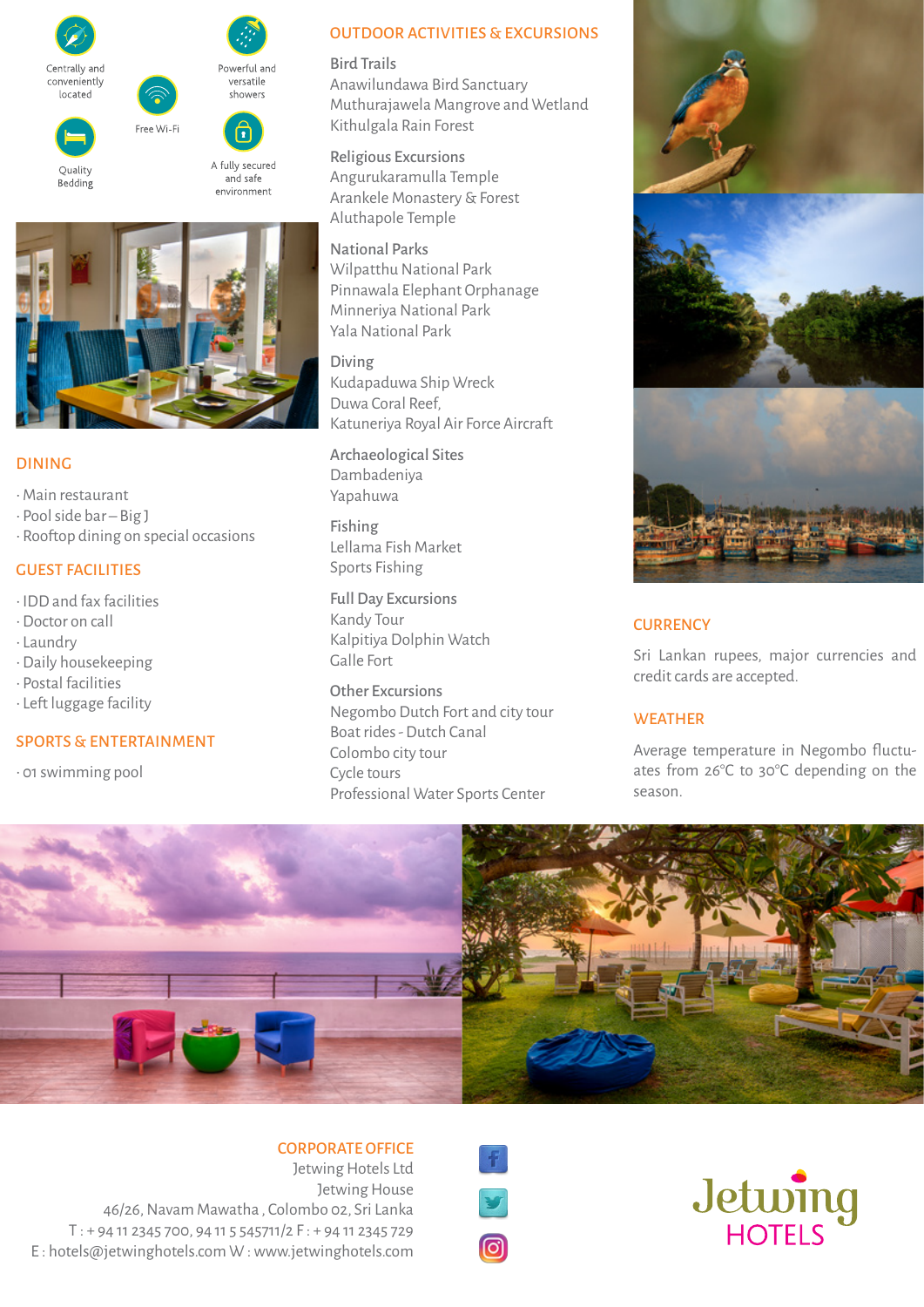Centrally and conveniently located

Free Wi-Fi

Powerful and versatile showers

Quality Bedding

A fully secured and safe environment

## DINING

· Main restaurant
· Pool side bar – Big J
· Rooftop dining on special occasions

## GUEST FACILITIES

· IDD and fax facilities
· Doctor on call
· Laundry
· Daily housekeeping
· Postal facilities
· Left luggage facility

## SPORTS & ENTERTAINMENT

· 01 swimming pool

## OUTDOOR ACTIVITIES & EXCURSIONS

### Bird Trails
Anawilundawa Bird Sanctuary
Muthurajawela Mangrove and Wetland
Kithulgala Rain Forest

### Religious Excursions
Angurukaramulla Temple
Arankele Monastery & Forest
Aluthapole Temple

### National Parks
Wilpatthu National Park
Pinnawala Elephant Orphanage
Minneriya National Park
Yala National Park

### Diving
Kudapaduwa Ship Wreck
Duwa Coral Reef,
Katuneriya Royal Air Force Aircraft

### Archaeological Sites
Dambadeniya
Yapahuwa

### Fishing
Lellama Fish Market
Sports Fishing

### Full Day Excursions
Kandy Tour
Kalpitiya Dolphin Watch
Galle Fort

### Other Excursions
Negombo Dutch Fort and city tour
Boat rides - Dutch Canal
Colombo city tour
Cycle tours
Professional Water Sports Center

## CURRENCY

Sri Lankan rupees, major currencies and credit cards are accepted.

## WEATHER

Average temperature in Negombo fluctuates from 26°C to 30°C depending on the season.

## CORPORATE OFFICE

Jetwing Hotels Ltd
Jetwing House
46/26, Navam Mawatha , Colombo 02, Sri Lanka
T : + 94 11 2345 700, 94 11 5 545711/2 F : + 94 11 2345 729
E : hotels@jetwinghotels.com W : www.jetwinghotels.com

Jetwing HOTELS